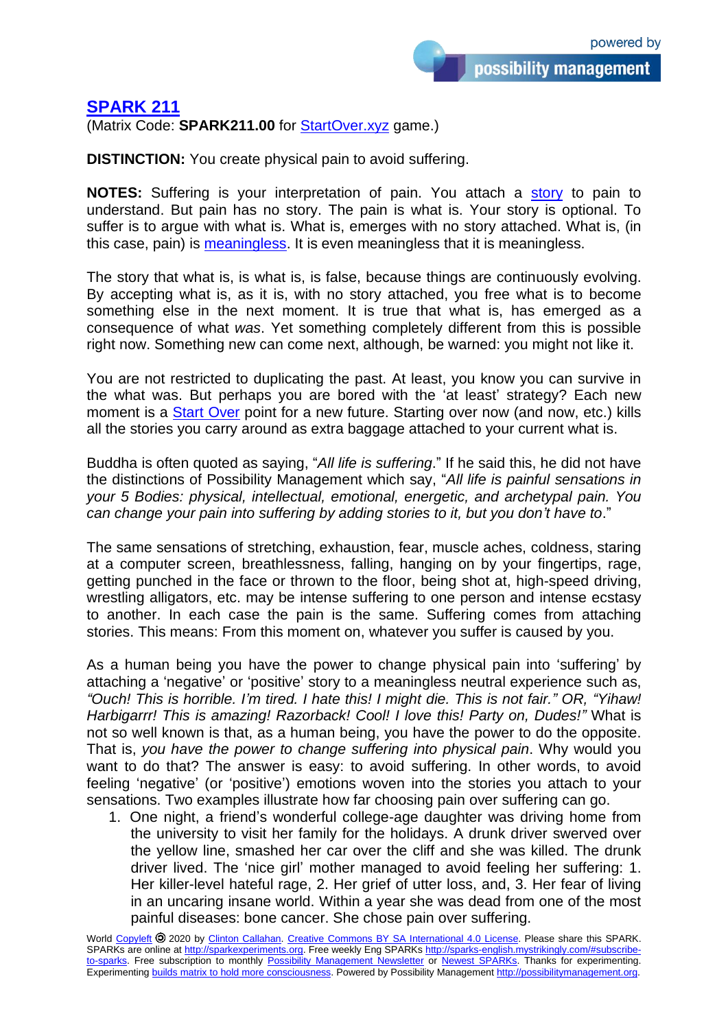## SPARK 211

(Matrix Code: **SPARK211.00** for StartOver.xyz game.)

**DISTINCTION:** You create physical pain to avoid suffering.

**NOTES:** Suffering is your interpretation of pain. You attach a story to pain to understand. But pain has no story. The pain is what is. Your story is optional. To suffer is to argue with what is. What is, emerges with no story attached. What is, (in this case, pain) is meaningless. It is even meaningless that it is meaningless.

The story that what is, is what is, is false, because things are continuously evolving. By accepting what is, as it is, with no story attached, you free what is to become something else in the next moment. It is true that what is, has emerged as a consequence of what *was*. Yet something completely different from this is possible right now. Something new can come next, although, be warned: you might not like it.

You are not restricted to duplicating the past. At least, you know you can survive in the what was. But perhaps you are bored with the 'at least' strategy? Each new moment is a Start Over point for a new future. Starting over now (and now, etc.) kills all the stories you carry around as extra baggage attached to your current what is.

Buddha is often quoted as saying, "*All life is suffering*." If he said this, he did not have the distinctions of Possibility Management which say, "*All life is painful sensations in your 5 Bodies: physical, intellectual, emotional, energetic, and archetypal pain. You can change your pain into suffering by adding stories to it, but you don't have to*."

The same sensations of stretching, exhaustion, fear, muscle aches, coldness, staring at a computer screen, breathlessness, falling, hanging on by your fingertips, rage, getting punched in the face or thrown to the floor, being shot at, high-speed driving, wrestling alligators, etc. may be intense suffering to one person and intense ecstasy to another. In each case the pain is the same. Suffering comes from attaching stories. This means: From this moment on, whatever you suffer is caused by you.

As a human being you have the power to change physical pain into 'suffering' by attaching a 'negative' or 'positive' story to a meaningless neutral experience such as, *"Ouch! This is horrible. I'm tired. I hate this! I might die. This is not fair." OR, "Yihaw! Harbigarrr! This is amazing! Razorback! Cool! I love this! Party on, Dudes!"* What is not so well known is that, as a human being, you have the power to do the opposite. That is, *you have the power to change suffering into physical pain*. Why would you want to do that? The answer is easy: to avoid suffering. In other words, to avoid feeling 'negative' (or 'positive') emotions woven into the stories you attach to your sensations. Two examples illustrate how far choosing pain over suffering can go.

1. One night, a friend's wonderful college-age daughter was driving home from the university to visit her family for the holidays. A drunk driver swerved over the yellow line, smashed her car over the cliff and she was killed. The drunk driver lived. The 'nice girl' mother managed to avoid feeling her suffering: 1. Her killer-level hateful rage, 2. Her grief of utter loss, and, 3. Her fear of living in an uncaring insane world. Within a year she was dead from one of the most painful diseases: bone cancer. She chose pain over suffering.

World Copyleft 2020 by Clinton Callahan. Creative Commons BY SA International 4.0 License. Please share this SPARK. SPARKs are online at http://sparkexperiments.org. Free weekly Eng SPARKs http://sparks-english.mystrikingly.com/#subscribe-to-sparks. Free subscription to monthly Possibility Management Newsletter or Newest SPARKs. Thanks for experimenting. Experimenting builds matrix to hold more consciousness. Powered by Possibility Management http://possibilitymanagement.org.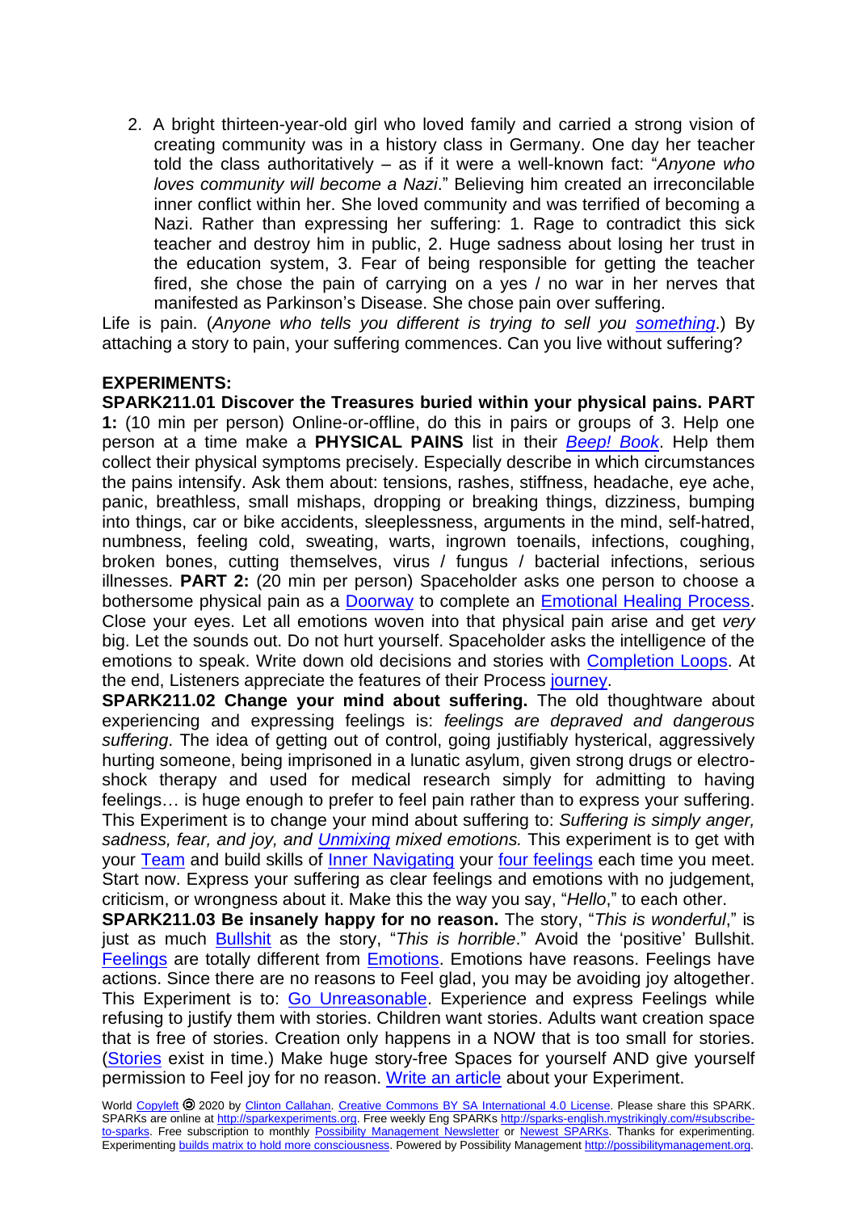2. A bright thirteen-year-old girl who loved family and carried a strong vision of creating community was in a history class in Germany. One day her teacher told the class authoritatively – as if it were a well-known fact: "*Anyone who loves community will become a Nazi*." Believing him created an irreconcilable inner conflict within her. She loved community and was terrified of becoming a Nazi. Rather than expressing her suffering: 1. Rage to contradict this sick teacher and destroy him in public, 2. Huge sadness about losing her trust in the education system, 3. Fear of being responsible for getting the teacher fired, she chose the pain of carrying on a yes / no war in her nerves that manifested as Parkinson's Disease. She chose pain over suffering.

Life is pain. (*Anyone who tells you different is trying to sell you something.*) By attaching a story to pain, your suffering commences. Can you live without suffering?

**EXPERIMENTS:**

**SPARK211.01 Discover the Treasures buried within your physical pains. PART 1:** (10 min per person) Online-or-offline, do this in pairs or groups of 3. Help one person at a time make a **PHYSICAL PAINS** list in their *Beep! Book*. Help them collect their physical symptoms precisely. Especially describe in which circumstances the pains intensify. Ask them about: tensions, rashes, stiffness, headache, eye ache, panic, breathless, small mishaps, dropping or breaking things, dizziness, bumping into things, car or bike accidents, sleeplessness, arguments in the mind, self-hatred, numbness, feeling cold, sweating, warts, ingrown toenails, infections, coughing, broken bones, cutting themselves, virus / fungus / bacterial infections, serious illnesses. **PART 2:** (20 min per person) Spaceholder asks one person to choose a bothersome physical pain as a Doorway to complete an Emotional Healing Process. Close your eyes. Let all emotions woven into that physical pain arise and get *very* big. Let the sounds out. Do not hurt yourself. Spaceholder asks the intelligence of the emotions to speak. Write down old decisions and stories with Completion Loops. At the end, Listeners appreciate the features of their Process journey.

**SPARK211.02 Change your mind about suffering.** The old thoughtware about experiencing and expressing feelings is: *feelings are depraved and dangerous suffering*. The idea of getting out of control, going justifiably hysterical, aggressively hurting someone, being imprisoned in a lunatic asylum, given strong drugs or electro-shock therapy and used for medical research simply for admitting to having feelings… is huge enough to prefer to feel pain rather than to express your suffering. This Experiment is to change your mind about suffering to: *Suffering is simply anger, sadness, fear, and joy, and Unmixing mixed emotions.* This experiment is to get with your Team and build skills of Inner Navigating your four feelings each time you meet. Start now. Express your suffering as clear feelings and emotions with no judgement, criticism, or wrongness about it. Make this the way you say, "*Hello*," to each other.

**SPARK211.03 Be insanely happy for no reason.** The story, "*This is wonderful*," is just as much Bullshit as the story, "*This is horrible*." Avoid the 'positive' Bullshit. Feelings are totally different from Emotions. Emotions have reasons. Feelings have actions. Since there are no reasons to Feel glad, you may be avoiding joy altogether. This Experiment is to: Go Unreasonable. Experience and express Feelings while refusing to justify them with stories. Children want stories. Adults want creation space that is free of stories. Creation only happens in a NOW that is too small for stories. (Stories exist in time.) Make huge story-free Spaces for yourself AND give yourself permission to Feel joy for no reason. Write an article about your Experiment.

World Copyleft 🄯 2020 by Clinton Callahan. Creative Commons BY SA International 4.0 License. Please share this SPARK. SPARKs are online at http://sparkexperiments.org. Free weekly Eng SPARKs http://sparks-english.mystrikingly.com/#subscribe-to-sparks. Free subscription to monthly Possibility Management Newsletter or Newest SPARKs. Thanks for experimenting. Experimenting builds matrix to hold more consciousness. Powered by Possibility Management http://possibilitymanagement.org.